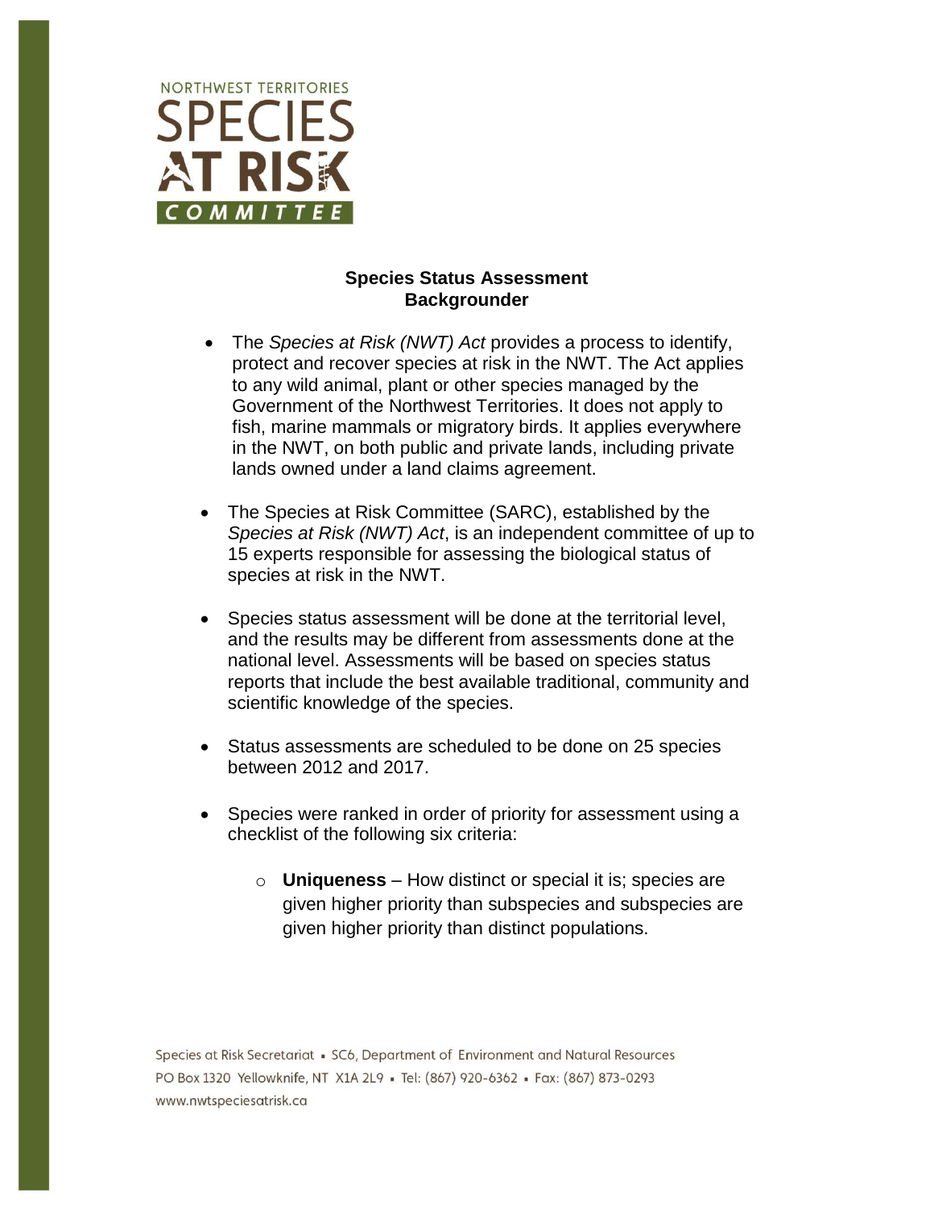NORTHWEST TERRITORIES
SPECIES AT RISK
COMMITTEE

**Species Status Assessment**
**Backgrounder**

- The *Species at Risk (NWT) Act* provides a process to identify, protect and recover species at risk in the NWT. The Act applies to any wild animal, plant or other species managed by the Government of the Northwest Territories. It does not apply to fish, marine mammals or migratory birds. It applies everywhere in the NWT, on both public and private lands, including private lands owned under a land claims agreement.

- The Species at Risk Committee (SARC), established by the *Species at Risk (NWT) Act*, is an independent committee of up to 15 experts responsible for assessing the biological status of species at risk in the NWT.

- Species status assessment will be done at the territorial level, and the results may be different from assessments done at the national level. Assessments will be based on species status reports that include the best available traditional, community and scientific knowledge of the species.

- Status assessments are scheduled to be done on 25 species between 2012 and 2017.

- Species were ranked in order of priority for assessment using a checklist of the following six criteria:

    - **Uniqueness** – How distinct or special it is; species are given higher priority than subspecies and subspecies are given higher priority than distinct populations.

Species at Risk Secretariat ▪ SC6, Department of Environment and Natural Resources
PO Box 1320 Yellowknife, NT X1A 2L9 ▪ Tel: (867) 920-6362 ▪ Fax: (867) 873-0293
www.nwtspeciesatrisk.ca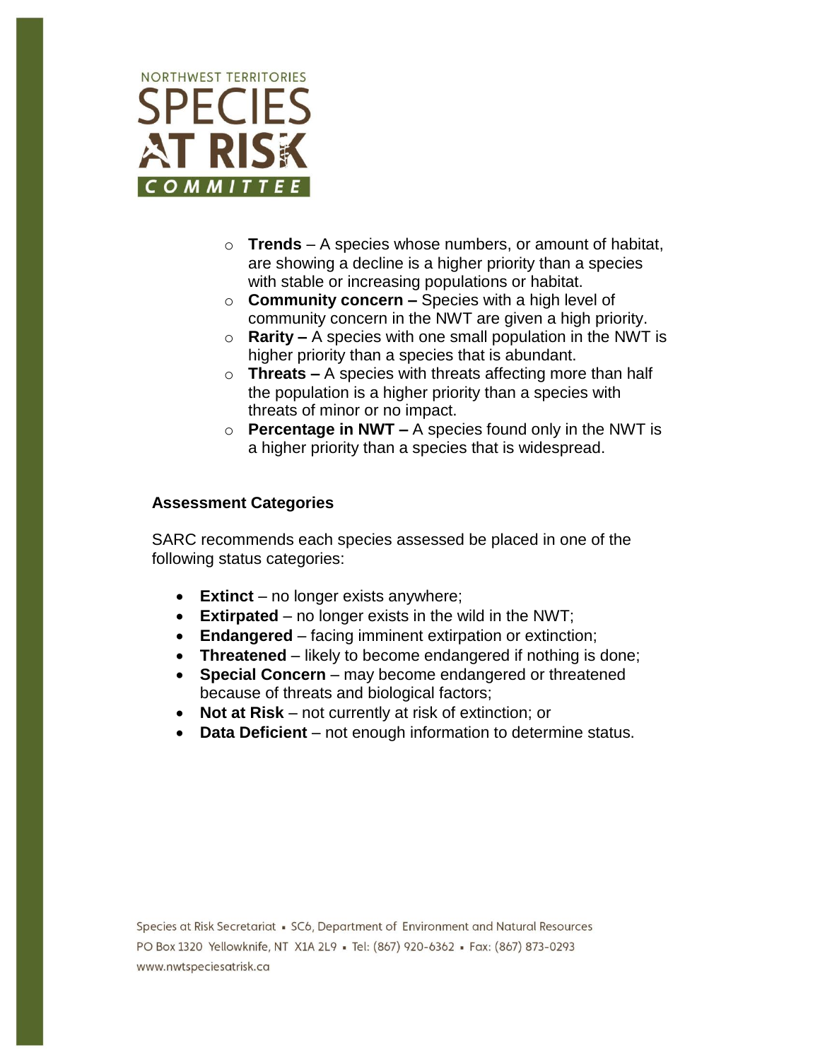- **Trends** – A species whose numbers, or amount of habitat, are showing a decline is a higher priority than a species with stable or increasing populations or habitat.
- **Community concern –** Species with a high level of community concern in the NWT are given a high priority.
- **Rarity –** A species with one small population in the NWT is higher priority than a species that is abundant.
- **Threats –** A species with threats affecting more than half the population is a higher priority than a species with threats of minor or no impact.
- **Percentage in NWT –** A species found only in the NWT is a higher priority than a species that is widespread.

**Assessment Categories**

SARC recommends each species assessed be placed in one of the following status categories:

- **Extinct** – no longer exists anywhere;
- **Extirpated** – no longer exists in the wild in the NWT;
- **Endangered** – facing imminent extirpation or extinction;
- **Threatened** – likely to become endangered if nothing is done;
- **Special Concern** – may become endangered or threatened because of threats and biological factors;
- **Not at Risk** – not currently at risk of extinction; or
- **Data Deficient** – not enough information to determine status.